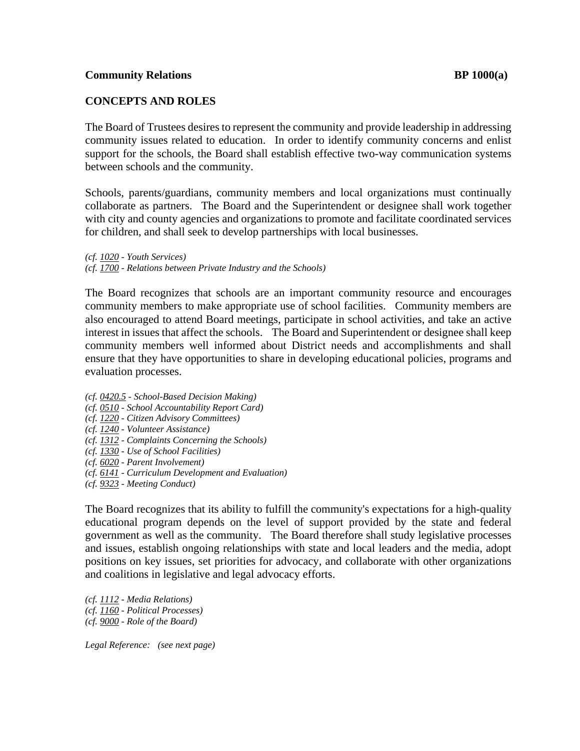**Community Relations** **BP 1000(a)**

## CONCEPTS AND ROLES

The Board of Trustees desires to represent the community and provide leadership in addressing community issues related to education. In order to identify community concerns and enlist support for the schools, the Board shall establish effective two-way communication systems between schools and the community.

Schools, parents/guardians, community members and local organizations must continually collaborate as partners. The Board and the Superintendent or designee shall work together with city and county agencies and organizations to promote and facilitate coordinated services for children, and shall seek to develop partnerships with local businesses.

*(cf. 1020 - Youth Services)*
*(cf. 1700 - Relations between Private Industry and the Schools)*

The Board recognizes that schools are an important community resource and encourages community members to make appropriate use of school facilities. Community members are also encouraged to attend Board meetings, participate in school activities, and take an active interest in issues that affect the schools. The Board and Superintendent or designee shall keep community members well informed about District needs and accomplishments and shall ensure that they have opportunities to share in developing educational policies, programs and evaluation processes.

*(cf. 0420.5 - School-Based Decision Making)*
*(cf. 0510 - School Accountability Report Card)*
*(cf. 1220 - Citizen Advisory Committees)*
*(cf. 1240 - Volunteer Assistance)*
*(cf. 1312 - Complaints Concerning the Schools)*
*(cf. 1330 - Use of School Facilities)*
*(cf. 6020 - Parent Involvement)*
*(cf. 6141 - Curriculum Development and Evaluation)*
*(cf. 9323 - Meeting Conduct)*

The Board recognizes that its ability to fulfill the community's expectations for a high-quality educational program depends on the level of support provided by the state and federal government as well as the community. The Board therefore shall study legislative processes and issues, establish ongoing relationships with state and local leaders and the media, adopt positions on key issues, set priorities for advocacy, and collaborate with other organizations and coalitions in legislative and legal advocacy efforts.

*(cf. 1112 - Media Relations)*
*(cf. 1160 - Political Processes)*
*(cf. 9000 - Role of the Board)*

*Legal Reference: (see next page)*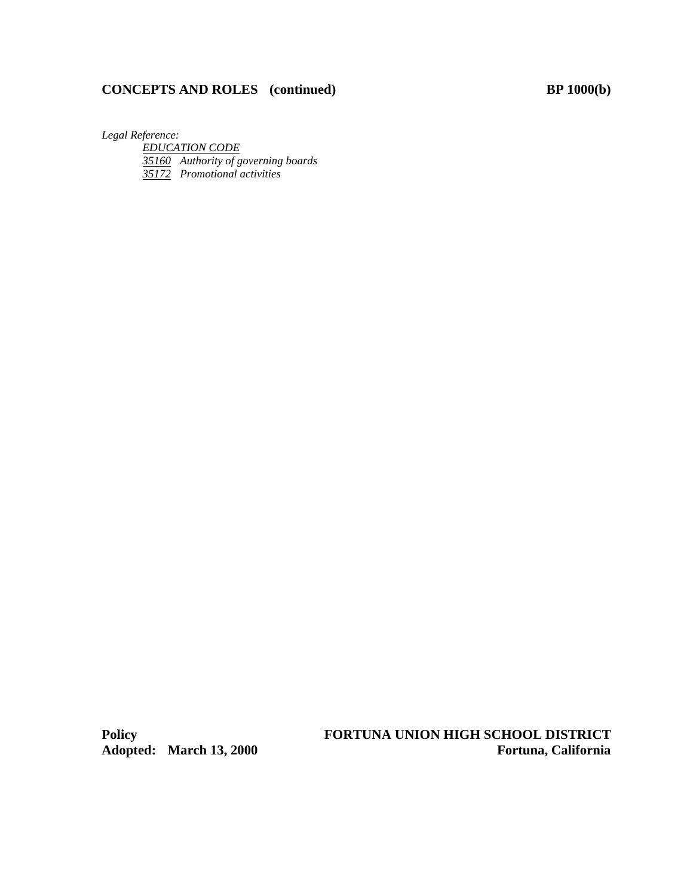*Legal Reference:*

*EDUCATION CODE*

*35160 Authority of governing boards*

*35172 Promotional activities*

**Policy**
**Adopted: March 13, 2000**

**FORTUNA UNION HIGH SCHOOL DISTRICT**
**Fortuna, California**